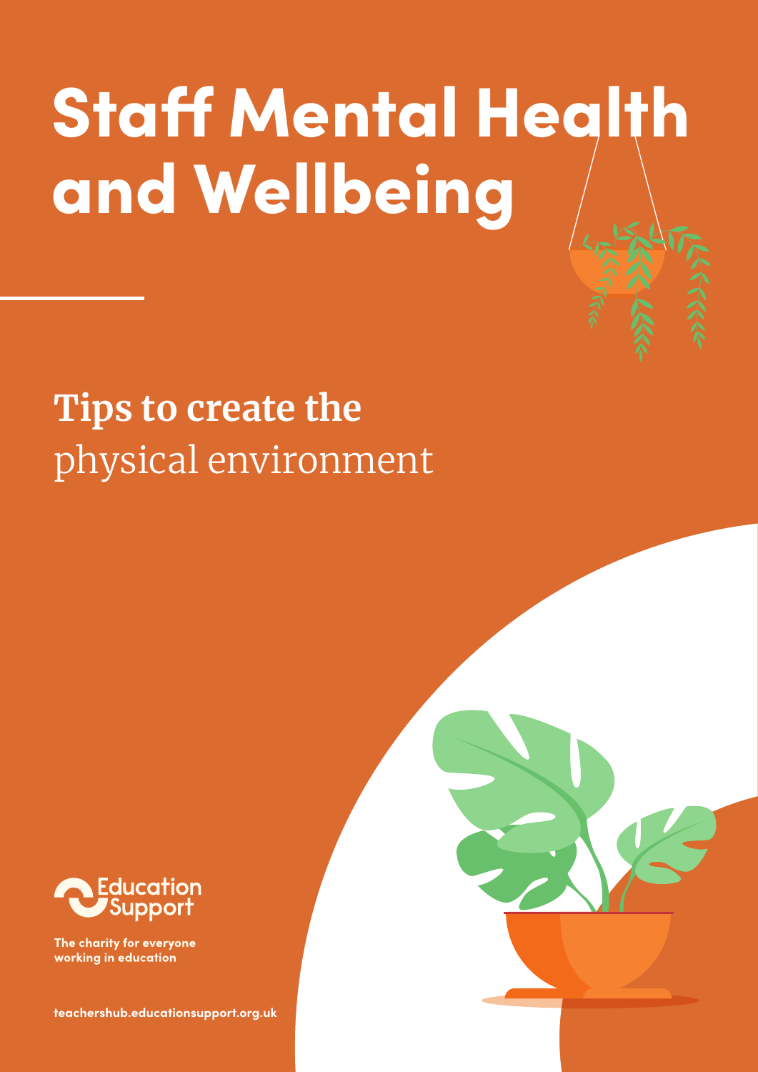# Staff Mental Health and Wellbeing

## **Tips to create the** physical environment

Education Support

**The charity for everyone working in education**

**teachershub.educationsupport.org.uk**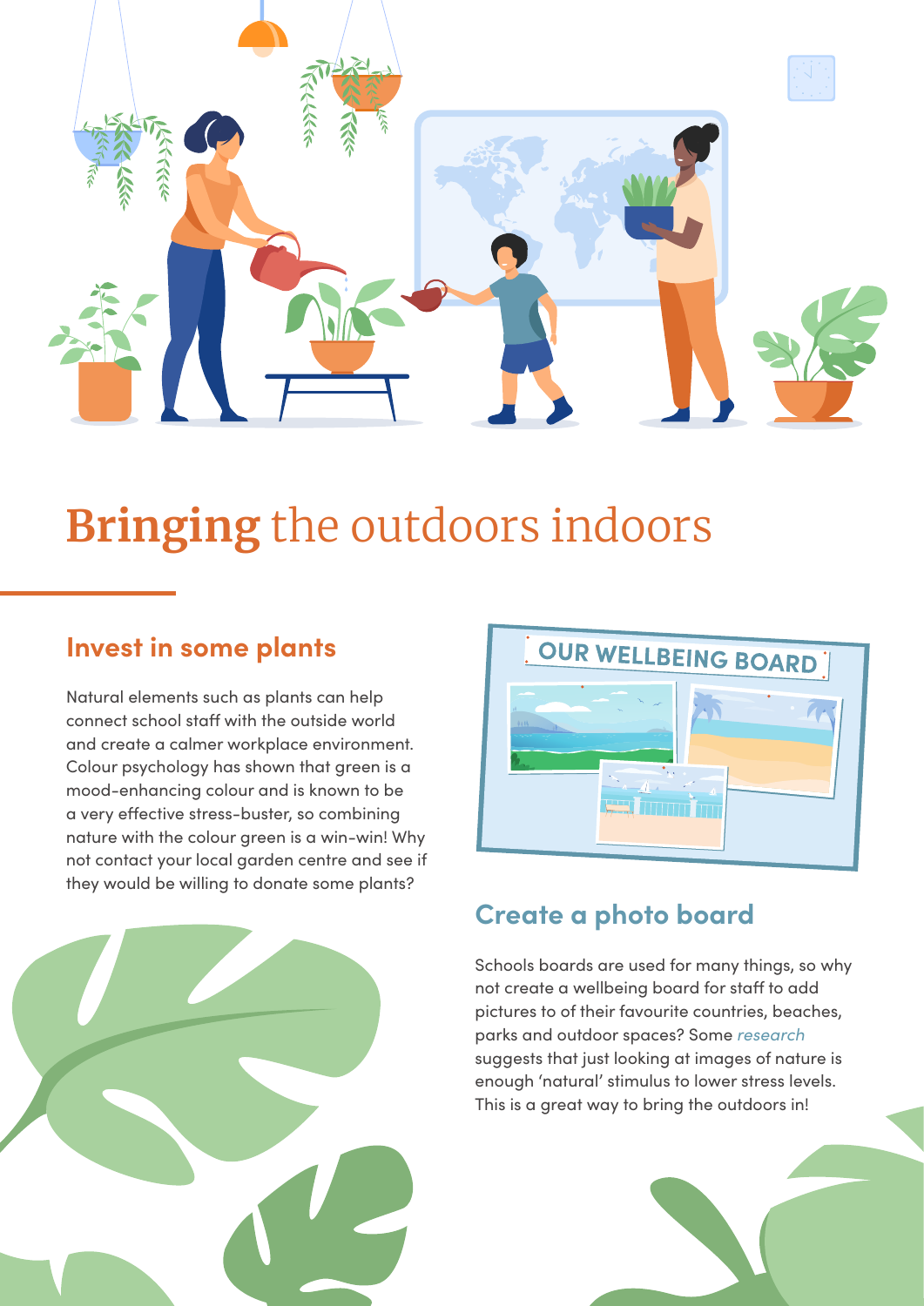# Bringing the outdoors indoors

## Invest in some plants

Natural elements such as plants can help connect school staff with the outside world and create a calmer workplace environment. Colour psychology has shown that green is a mood-enhancing colour and is known to be a very effective stress-buster, so combining nature with the colour green is a win-win! Why not contact your local garden centre and see if they would be willing to donate some plants?

## Create a photo board

Schools boards are used for many things, so why not create a wellbeing board for staff to add pictures to of their favourite countries, beaches, parks and outdoor spaces? Some *research* suggests that just looking at images of nature is enough 'natural' stimulus to lower stress levels. This is a great way to bring the outdoors in!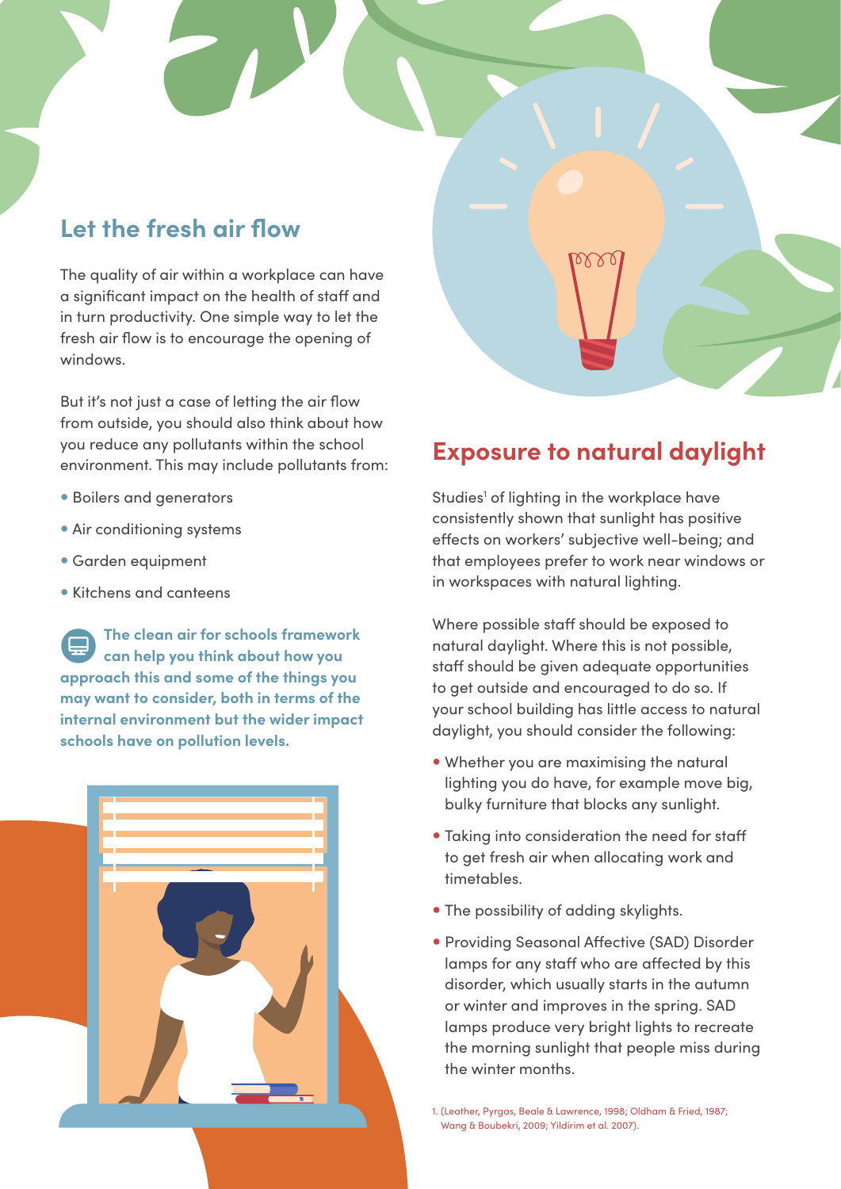## Let the fresh air flow

The quality of air within a workplace can have a significant impact on the health of staff and in turn productivity. One simple way to let the fresh air flow is to encourage the opening of windows.

But it's not just a case of letting the air flow from outside, you should also think about how you reduce any pollutants within the school environment. This may include pollutants from:

- Boilers and generators
- Air conditioning systems
- Garden equipment
- Kitchens and canteens

**The clean air for schools framework can help you think about how you approach this and some of the things you may want to consider, both in terms of the internal environment but the wider impact schools have on pollution levels.**

## Exposure to natural daylight

Studies[1] of lighting in the workplace have consistently shown that sunlight has positive effects on workers' subjective well-being; and that employees prefer to work near windows or in workspaces with natural lighting.

Where possible staff should be exposed to natural daylight. Where this is not possible, staff should be given adequate opportunities to get outside and encouraged to do so. If your school building has little access to natural daylight, you should consider the following:

- Whether you are maximising the natural lighting you do have, for example move big, bulky furniture that blocks any sunlight.
- Taking into consideration the need for staff to get fresh air when allocating work and timetables.
- The possibility of adding skylights.
- Providing Seasonal Affective (SAD) Disorder lamps for any staff who are affected by this disorder, which usually starts in the autumn or winter and improves in the spring. SAD lamps produce very bright lights to recreate the morning sunlight that people miss during the winter months.

1. (Leather, Pyrgas, Beale & Lawrence, 1998; Oldham & Fried, 1987; Wang & Boubekri, 2009; Yildirim et al. 2007).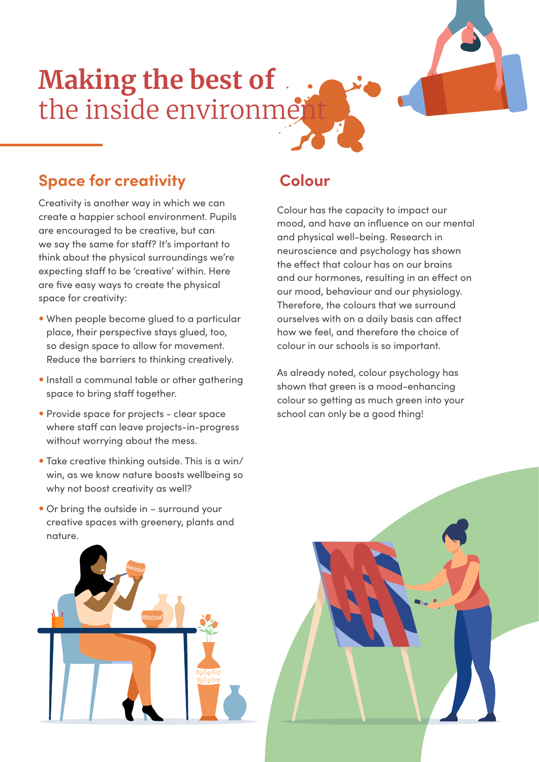# Making the best of the inside environment

## Space for creativity

Creativity is another way in which we can create a happier school environment. Pupils are encouraged to be creative, but can we say the same for staff? It's important to think about the physical surroundings we're expecting staff to be 'creative' within. Here are five easy ways to create the physical space for creativity:

- When people become glued to a particular place, their perspective stays glued, too, so design space to allow for movement. Reduce the barriers to thinking creatively.
- Install a communal table or other gathering space to bring staff together.
- Provide space for projects - clear space where staff can leave projects-in-progress without worrying about the mess.
- Take creative thinking outside. This is a win/win, as we know nature boosts wellbeing so why not boost creativity as well?
- Or bring the outside in – surround your creative spaces with greenery, plants and nature.

## Colour

Colour has the capacity to impact our mood, and have an influence on our mental and physical well-being. Research in neuroscience and psychology has shown the effect that colour has on our brains and our hormones, resulting in an effect on our mood, behaviour and our physiology. Therefore, the colours that we surround ourselves with on a daily basis can affect how we feel, and therefore the choice of colour in our schools is so important.

As already noted, colour psychology has shown that green is a mood-enhancing colour so getting as much green into your school can only be a good thing!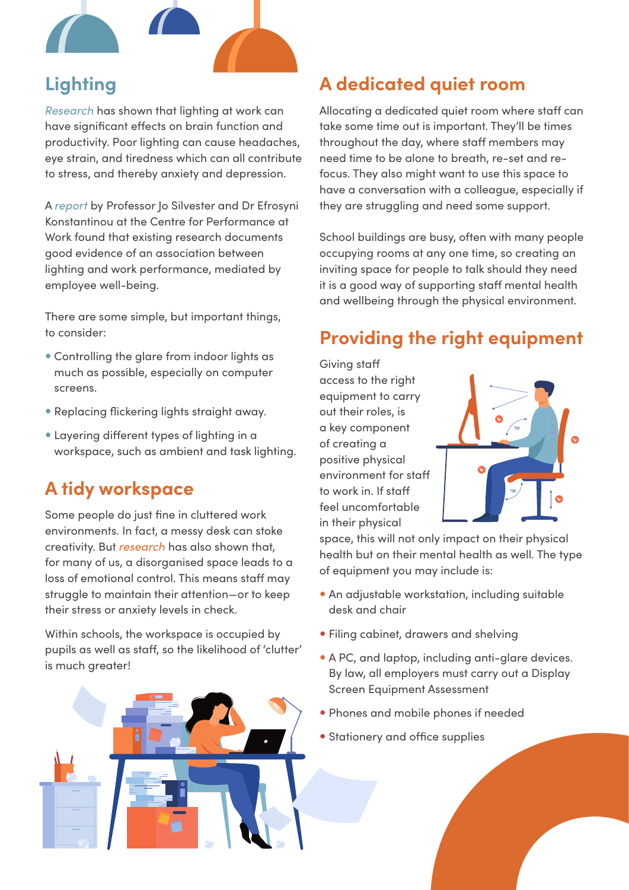## Lighting

*Research* has shown that lighting at work can have significant effects on brain function and productivity. Poor lighting can cause headaches, eye strain, and tiredness which can all contribute to stress, and thereby anxiety and depression.

A *report* by Professor Jo Silvester and Dr Efrosyni Konstantinou at the Centre for Performance at Work found that existing research documents good evidence of an association between lighting and work performance, mediated by employee well-being.

There are some simple, but important things, to consider:

- Controlling the glare from indoor lights as much as possible, especially on computer screens.
- Replacing flickering lights straight away.
- Layering different types of lighting in a workspace, such as ambient and task lighting.

## A tidy workspace

Some people do just fine in cluttered work environments. In fact, a messy desk can stoke creativity. But *research* has also shown that, for many of us, a disorganised space leads to a loss of emotional control. This means staff may struggle to maintain their attention—or to keep their stress or anxiety levels in check.

Within schools, the workspace is occupied by pupils as well as staff, so the likelihood of 'clutter' is much greater!

## A dedicated quiet room

Allocating a dedicated quiet room where staff can take some time out is important. They'll be times throughout the day, where staff members may need time to be alone to breath, re-set and re-focus. They also might want to use this space to have a conversation with a colleague, especially if they are struggling and need some support.

School buildings are busy, often with many people occupying rooms at any one time, so creating an inviting space for people to talk should they need it is a good way of supporting staff mental health and wellbeing through the physical environment.

## Providing the right equipment

Giving staff access to the right equipment to carry out their roles, is a key component of creating a positive physical environment for staff to work in. If staff feel uncomfortable in their physical space, this will not only impact on their physical health but on their mental health as well. The type of equipment you may include is:

- An adjustable workstation, including suitable desk and chair
- Filing cabinet, drawers and shelving
- A PC, and laptop, including anti-glare devices. By law, all employers must carry out a Display Screen Equipment Assessment
- Phones and mobile phones if needed
- Stationery and office supplies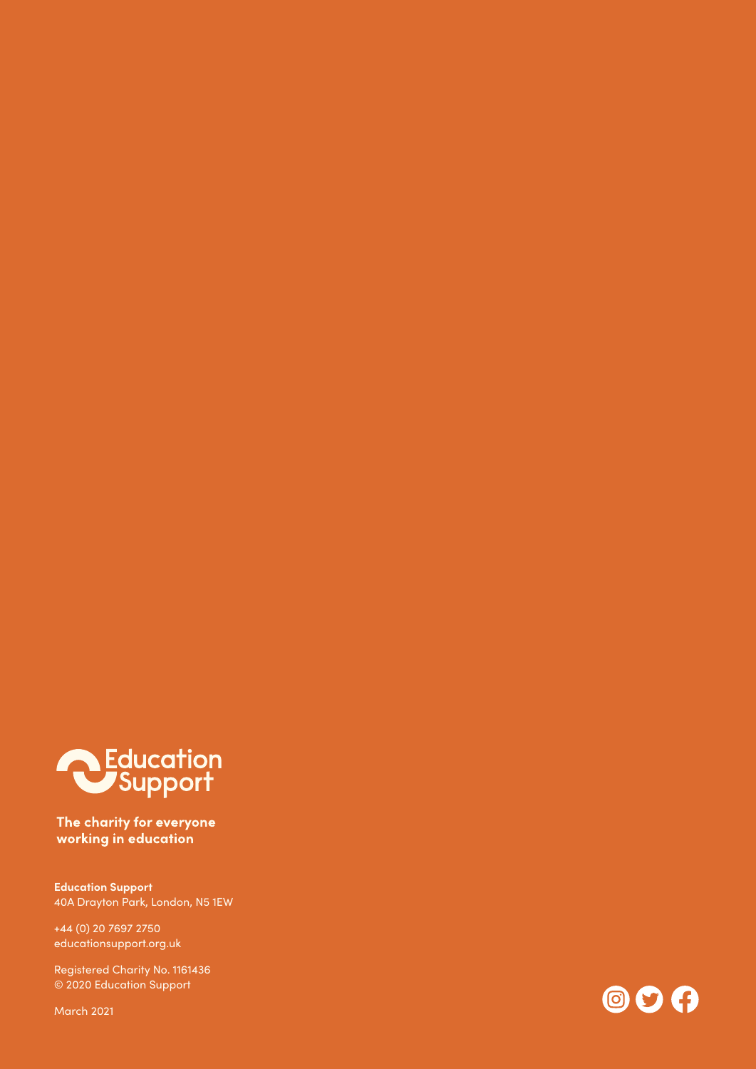Education Support

**The charity for everyone working in education**

**Education Support**
40A Drayton Park, London, N5 1EW

+44 (0) 20 7697 2750
educationsupport.org.uk

Registered Charity No. 1161436
© 2020 Education Support

March 2021